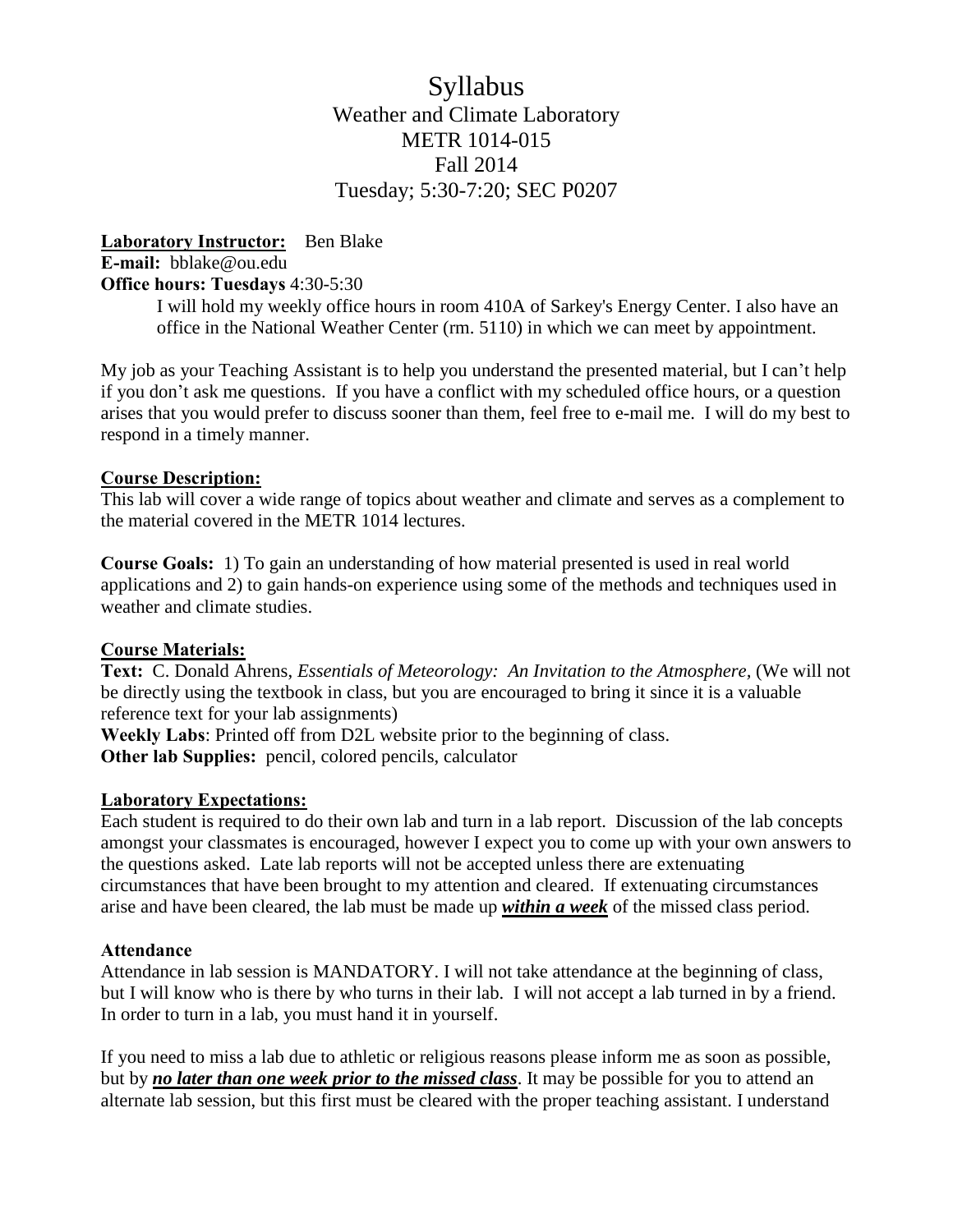# Syllabus

Weather and Climate Laboratory
METR 1014-015
Fall 2014
Tuesday; 5:30-7:20; SEC P0207

**Laboratory Instructor:** Ben Blake
**E-mail:** bblake@ou.edu
**Office hours: Tuesdays** 4:30-5:30

I will hold my weekly office hours in room 410A of Sarkey's Energy Center. I also have an office in the National Weather Center (rm. 5110) in which we can meet by appointment.

My job as your Teaching Assistant is to help you understand the presented material, but I can't help if you don't ask me questions. If you have a conflict with my scheduled office hours, or a question arises that you would prefer to discuss sooner than them, feel free to e-mail me. I will do my best to respond in a timely manner.

**Course Description:**
This lab will cover a wide range of topics about weather and climate and serves as a complement to the material covered in the METR 1014 lectures.

**Course Goals:** 1) To gain an understanding of how material presented is used in real world applications and 2) to gain hands-on experience using some of the methods and techniques used in weather and climate studies.

**Course Materials:**
**Text:** C. Donald Ahrens, *Essentials of Meteorology: An Invitation to the Atmosphere*, (We will not be directly using the textbook in class, but you are encouraged to bring it since it is a valuable reference text for your lab assignments)
**Weekly Labs**: Printed off from D2L website prior to the beginning of class.
**Other lab Supplies:** pencil, colored pencils, calculator

**Laboratory Expectations:**
Each student is required to do their own lab and turn in a lab report. Discussion of the lab concepts amongst your classmates is encouraged, however I expect you to come up with your own answers to the questions asked. Late lab reports will not be accepted unless there are extenuating circumstances that have been brought to my attention and cleared. If extenuating circumstances arise and have been cleared, the lab must be made up ***within a week*** of the missed class period.

**Attendance**
Attendance in lab session is MANDATORY. I will not take attendance at the beginning of class, but I will know who is there by who turns in their lab. I will not accept a lab turned in by a friend. In order to turn in a lab, you must hand it in yourself.

If you need to miss a lab due to athletic or religious reasons please inform me as soon as possible, but by ***no later than one week prior to the missed class***. It may be possible for you to attend an alternate lab session, but this first must be cleared with the proper teaching assistant. I understand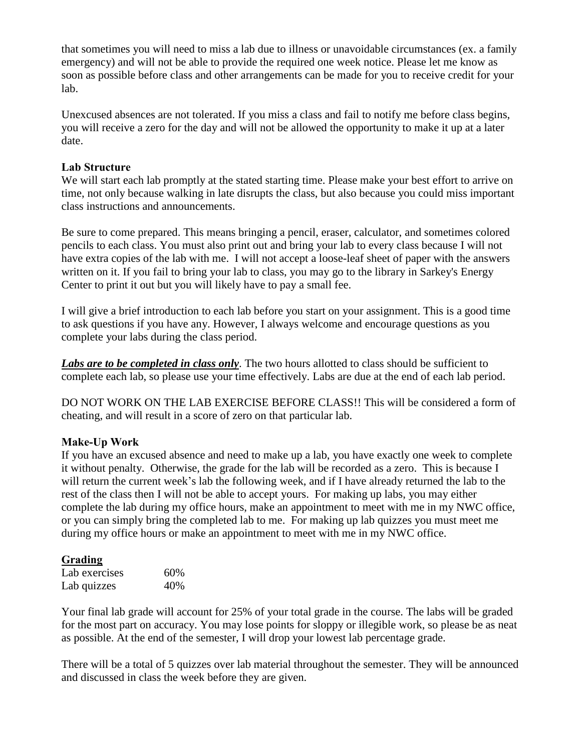that sometimes you will need to miss a lab due to illness or unavoidable circumstances (ex. a family emergency) and will not be able to provide the required one week notice. Please let me know as soon as possible before class and other arrangements can be made for you to receive credit for your lab.

Unexcused absences are not tolerated. If you miss a class and fail to notify me before class begins, you will receive a zero for the day and will not be allowed the opportunity to make it up at a later date.

**Lab Structure**

We will start each lab promptly at the stated starting time. Please make your best effort to arrive on time, not only because walking in late disrupts the class, but also because you could miss important class instructions and announcements.

Be sure to come prepared. This means bringing a pencil, eraser, calculator, and sometimes colored pencils to each class. You must also print out and bring your lab to every class because I will not have extra copies of the lab with me. I will not accept a loose-leaf sheet of paper with the answers written on it. If you fail to bring your lab to class, you may go to the library in Sarkey's Energy Center to print it out but you will likely have to pay a small fee.

I will give a brief introduction to each lab before you start on your assignment. This is a good time to ask questions if you have any. However, I always welcome and encourage questions as you complete your labs during the class period.

***<u>Labs are to be completed in class only</u>***. The two hours allotted to class should be sufficient to complete each lab, so please use your time effectively. Labs are due at the end of each lab period.

DO NOT WORK ON THE LAB EXERCISE BEFORE CLASS!! This will be considered a form of cheating, and will result in a score of zero on that particular lab.

**Make-Up Work**

If you have an excused absence and need to make up a lab, you have exactly one week to complete it without penalty. Otherwise, the grade for the lab will be recorded as a zero. This is because I will return the current week's lab the following week, and if I have already returned the lab to the rest of the class then I will not be able to accept yours. For making up labs, you may either complete the lab during my office hours, make an appointment to meet with me in my NWC office, or you can simply bring the completed lab to me. For making up lab quizzes you must meet me during my office hours or make an appointment to meet with me in my NWC office.

**<u>Grading</u>**

| | |
|---|---|
| Lab exercises | 60% |
| Lab quizzes | 40% |

Your final lab grade will account for 25% of your total grade in the course. The labs will be graded for the most part on accuracy. You may lose points for sloppy or illegible work, so please be as neat as possible. At the end of the semester, I will drop your lowest lab percentage grade.

There will be a total of 5 quizzes over lab material throughout the semester. They will be announced and discussed in class the week before they are given.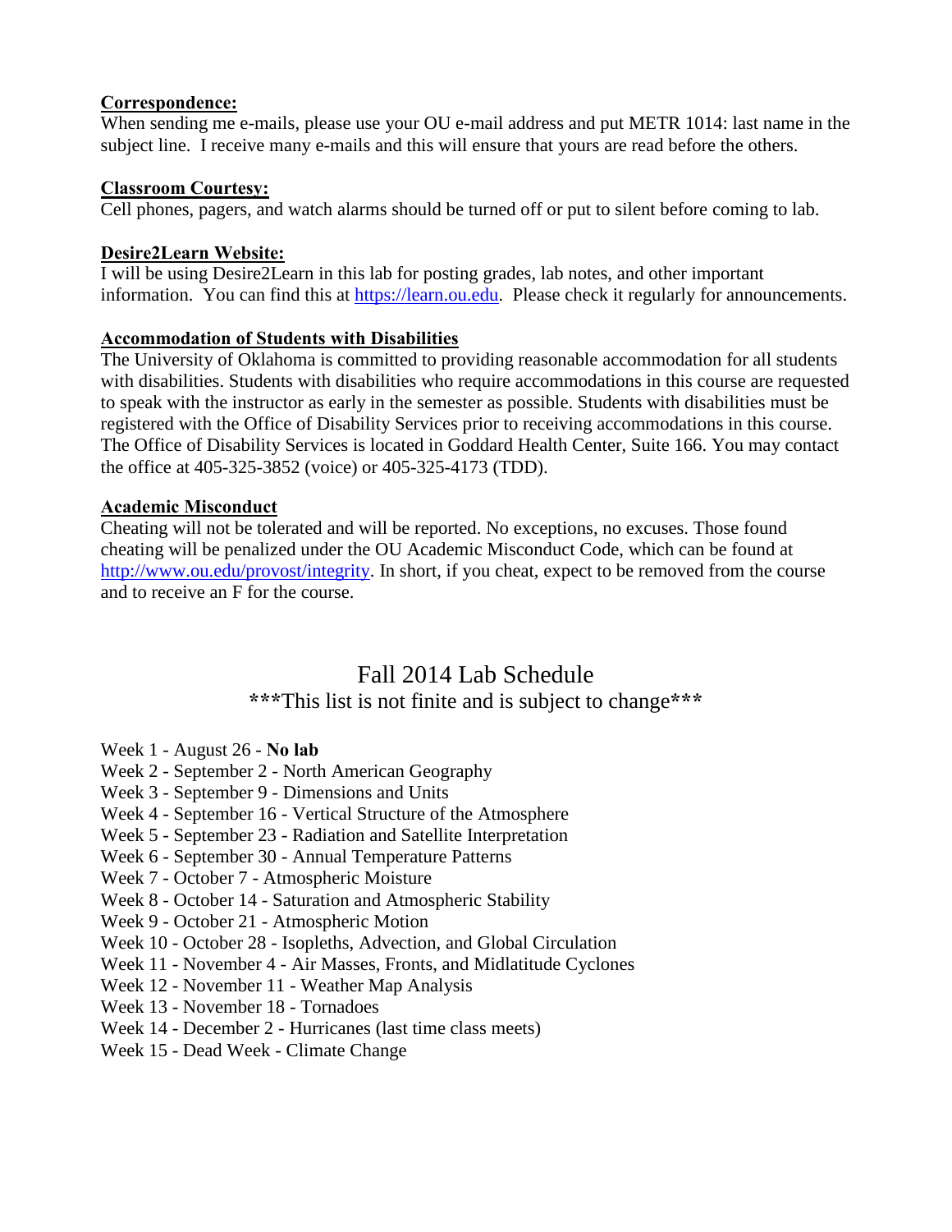**Correspondence:**

When sending me e-mails, please use your OU e-mail address and put METR 1014: last name in the subject line. I receive many e-mails and this will ensure that yours are read before the others.

**Classroom Courtesy:**

Cell phones, pagers, and watch alarms should be turned off or put to silent before coming to lab.

**Desire2Learn Website:**

I will be using Desire2Learn in this lab for posting grades, lab notes, and other important information. You can find this at https://learn.ou.edu. Please check it regularly for announcements.

**Accommodation of Students with Disabilities**

The University of Oklahoma is committed to providing reasonable accommodation for all students with disabilities. Students with disabilities who require accommodations in this course are requested to speak with the instructor as early in the semester as possible. Students with disabilities must be registered with the Office of Disability Services prior to receiving accommodations in this course. The Office of Disability Services is located in Goddard Health Center, Suite 166. You may contact the office at 405-325-3852 (voice) or 405-325-4173 (TDD).

**Academic Misconduct**

Cheating will not be tolerated and will be reported. No exceptions, no excuses. Those found cheating will be penalized under the OU Academic Misconduct Code, which can be found at http://www.ou.edu/provost/integrity. In short, if you cheat, expect to be removed from the course and to receive an F for the course.

## Fall 2014 Lab Schedule

**\*\*\***This list is not finite and is subject to change**\*\*\***

Week 1 - August 26 - **No lab**
Week 2 - September 2 - North American Geography
Week 3 - September 9 - Dimensions and Units
Week 4 - September 16 - Vertical Structure of the Atmosphere
Week 5 - September 23 - Radiation and Satellite Interpretation
Week 6 - September 30 - Annual Temperature Patterns
Week 7 - October 7 - Atmospheric Moisture
Week 8 - October 14 - Saturation and Atmospheric Stability
Week 9 - October 21 - Atmospheric Motion
Week 10 - October 28 - Isopleths, Advection, and Global Circulation
Week 11 - November 4 - Air Masses, Fronts, and Midlatitude Cyclones
Week 12 - November 11 - Weather Map Analysis
Week 13 - November 18 - Tornadoes
Week 14 - December 2 - Hurricanes (last time class meets)
Week 15 - Dead Week - Climate Change